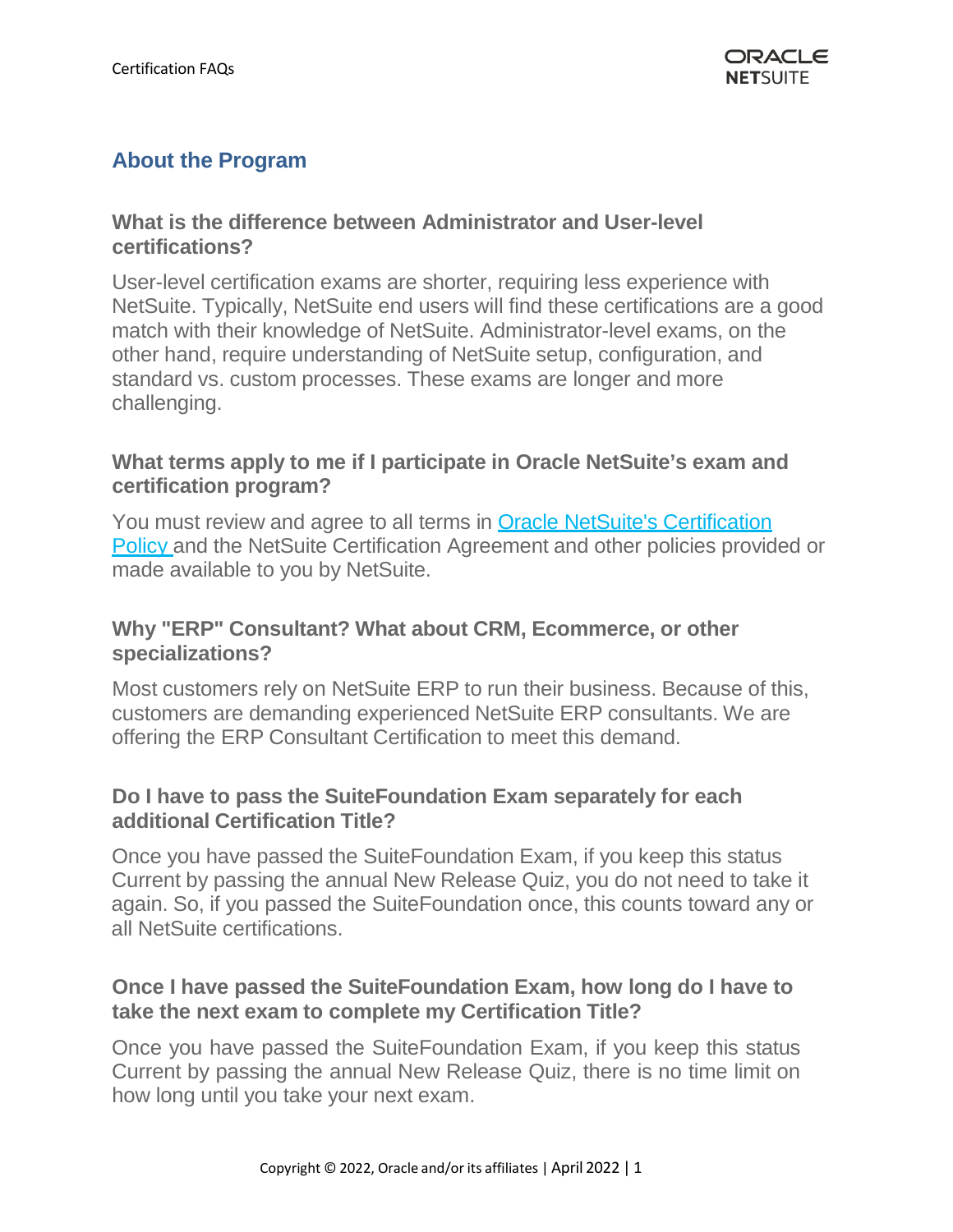## About the Program

### What is the difference between Administrator and User-level certifications?

User-level certification exams are shorter, requiring less experience with NetSuite. Typically, NetSuite end users will find these certifications are a good match with their knowledge of NetSuite. Administrator-level exams, on the other hand, require understanding of NetSuite setup, configuration, and standard vs. custom processes. These exams are longer and more challenging.

### What terms apply to me if I participate in Oracle NetSuite's exam and certification program?

You must review and agree to all terms in [Oracle NetSuite's Certification Policy](#) and the NetSuite Certification Agreement and other policies provided or made available to you by NetSuite.

### Why "ERP" Consultant? What about CRM, Ecommerce, or other specializations?

Most customers rely on NetSuite ERP to run their business. Because of this, customers are demanding experienced NetSuite ERP consultants. We are offering the ERP Consultant Certification to meet this demand.

### Do I have to pass the SuiteFoundation Exam separately for each additional Certification Title?

Once you have passed the SuiteFoundation Exam, if you keep this status Current by passing the annual New Release Quiz, you do not need to take it again. So, if you passed the SuiteFoundation once, this counts toward any or all NetSuite certifications.

### Once I have passed the SuiteFoundation Exam, how long do I have to take the next exam to complete my Certification Title?

Once you have passed the SuiteFoundation Exam, if you keep this status Current by passing the annual New Release Quiz, there is no time limit on how long until you take your next exam.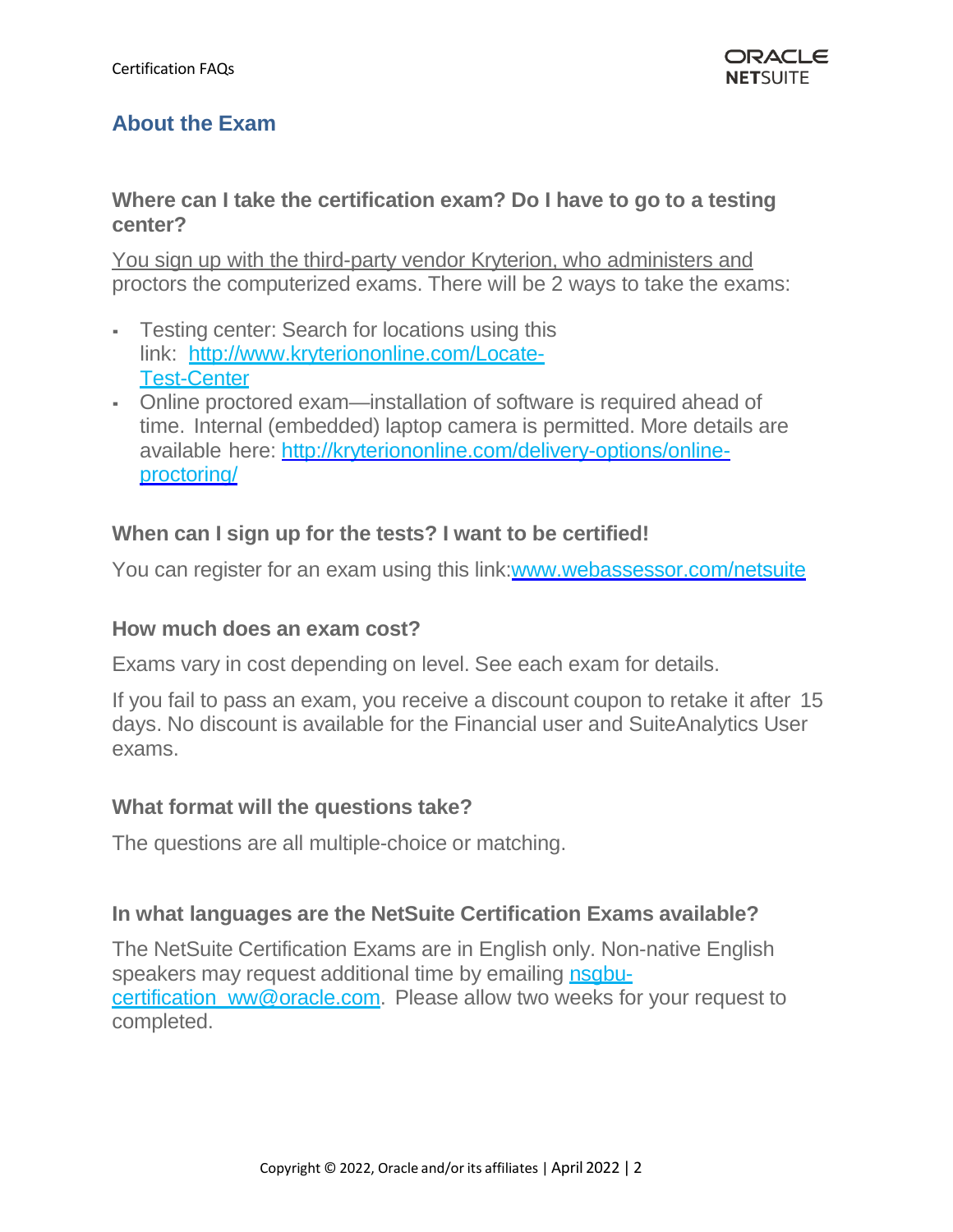## About the Exam

### Where can I take the certification exam? Do I have to go to a testing center?

You sign up with the third-party vendor Kryterion, who administers and proctors the computerized exams. There will be 2 ways to take the exams:

- Testing center: Search for locations using this link: [http://www.kryteriononline.com/Locate-Test-Center](http://www.kryteriononline.com/Locate-Test-Center)
- Online proctored exam—installation of software is required ahead of time. Internal (embedded) laptop camera is permitted. More details are available here: [http://kryteriononline.com/delivery-options/online-proctoring/](http://kryteriononline.com/delivery-options/online-proctoring/)

### When can I sign up for the tests? I want to be certified!

You can register for an exam using this link:[www.webassessor.com/netsuite](www.webassessor.com/netsuite)

### How much does an exam cost?

Exams vary in cost depending on level. See each exam for details.

If you fail to pass an exam, you receive a discount coupon to retake it after 15 days. No discount is available for the Financial user and SuiteAnalytics User exams.

### What format will the questions take?

The questions are all multiple-choice or matching.

### In what languages are the NetSuite Certification Exams available?

The NetSuite Certification Exams are in English only. Non-native English speakers may request additional time by emailing [nsgbu-certification_ww@oracle.com](mailto:nsgbu-certification_ww@oracle.com). Please allow two weeks for your request to completed.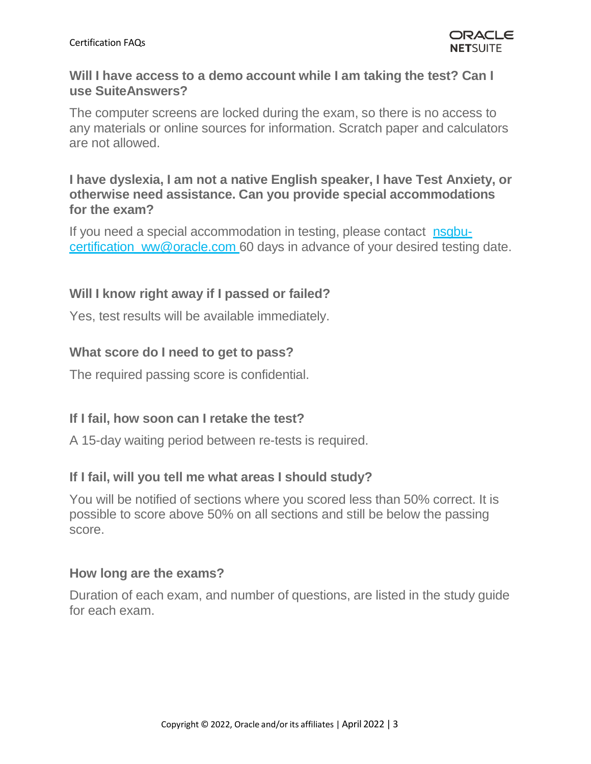### Will I have access to a demo account while I am taking the test? Can I use SuiteAnswers?

The computer screens are locked during the exam, so there is no access to any materials or online sources for information. Scratch paper and calculators are not allowed.

### I have dyslexia, I am not a native English speaker, I have Test Anxiety, or otherwise need assistance. Can you provide special accommodations for the exam?

If you need a special accommodation in testing, please contact [nsgbu-certification_ww@oracle.com](mailto:nsgbu-certification_ww@oracle.com) 60 days in advance of your desired testing date.

### Will I know right away if I passed or failed?

Yes, test results will be available immediately.

### What score do I need to get to pass?

The required passing score is confidential.

### If I fail, how soon can I retake the test?

A 15-day waiting period between re-tests is required.

### If I fail, will you tell me what areas I should study?

You will be notified of sections where you scored less than 50% correct. It is possible to score above 50% on all sections and still be below the passing score.

### How long are the exams?

Duration of each exam, and number of questions, are listed in the study guide for each exam.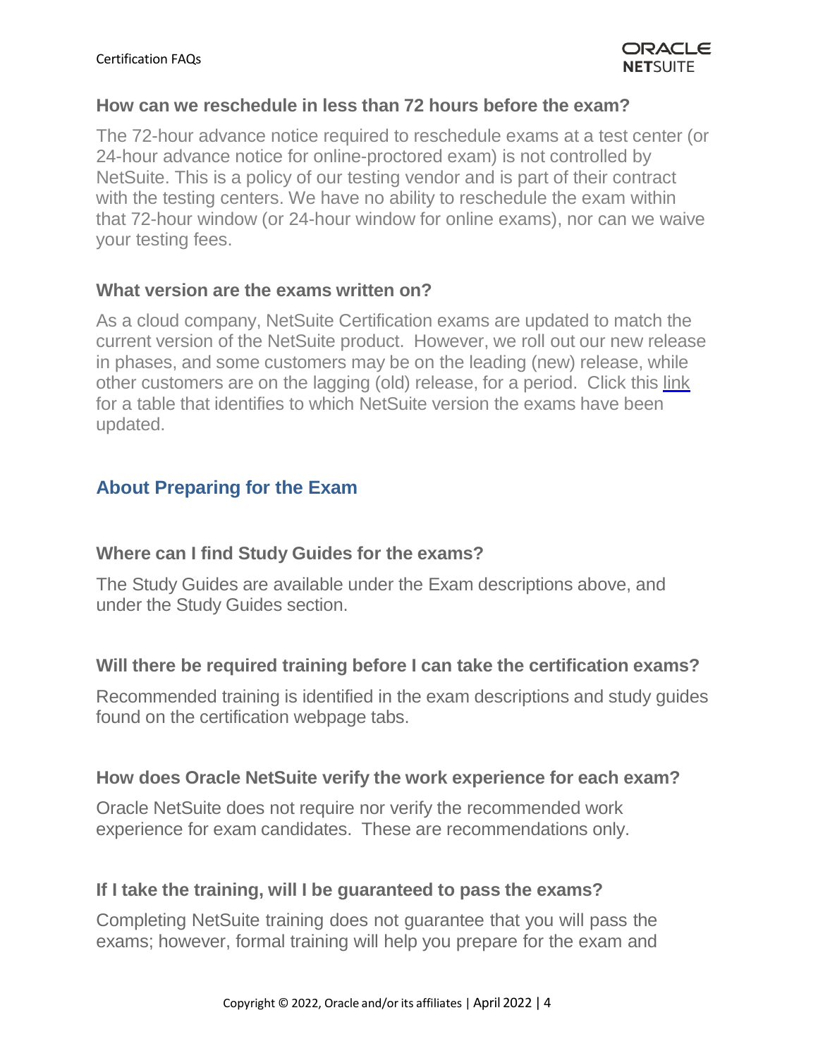### How can we reschedule in less than 72 hours before the exam?

The 72-hour advance notice required to reschedule exams at a test center (or 24-hour advance notice for online-proctored exam) is not controlled by NetSuite. This is a policy of our testing vendor and is part of their contract with the testing centers. We have no ability to reschedule the exam within that 72-hour window (or 24-hour window for online exams), nor can we waive your testing fees.

### What version are the exams written on?

As a cloud company, NetSuite Certification exams are updated to match the current version of the NetSuite product. However, we roll out our new release in phases, and some customers may be on the leading (new) release, while other customers are on the lagging (old) release, for a period. Click this link for a table that identifies to which NetSuite version the exams have been updated.

## About Preparing for the Exam

### Where can I find Study Guides for the exams?

The Study Guides are available under the Exam descriptions above, and under the Study Guides section.

### Will there be required training before I can take the certification exams?

Recommended training is identified in the exam descriptions and study guides found on the certification webpage tabs.

### How does Oracle NetSuite verify the work experience for each exam?

Oracle NetSuite does not require nor verify the recommended work experience for exam candidates. These are recommendations only.

### If I take the training, will I be guaranteed to pass the exams?

Completing NetSuite training does not guarantee that you will pass the exams; however, formal training will help you prepare for the exam and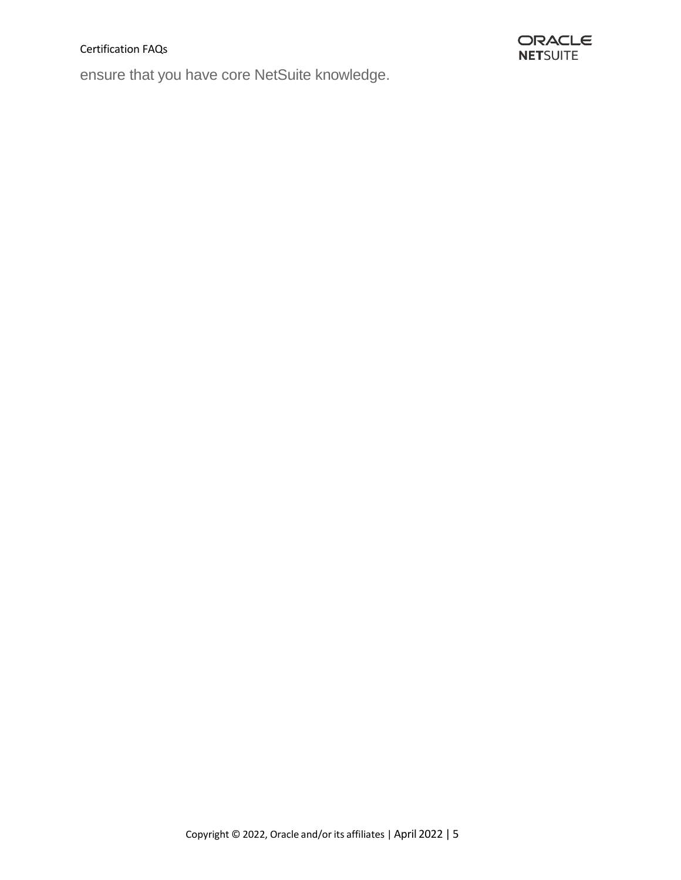ensure that you have core NetSuite knowledge.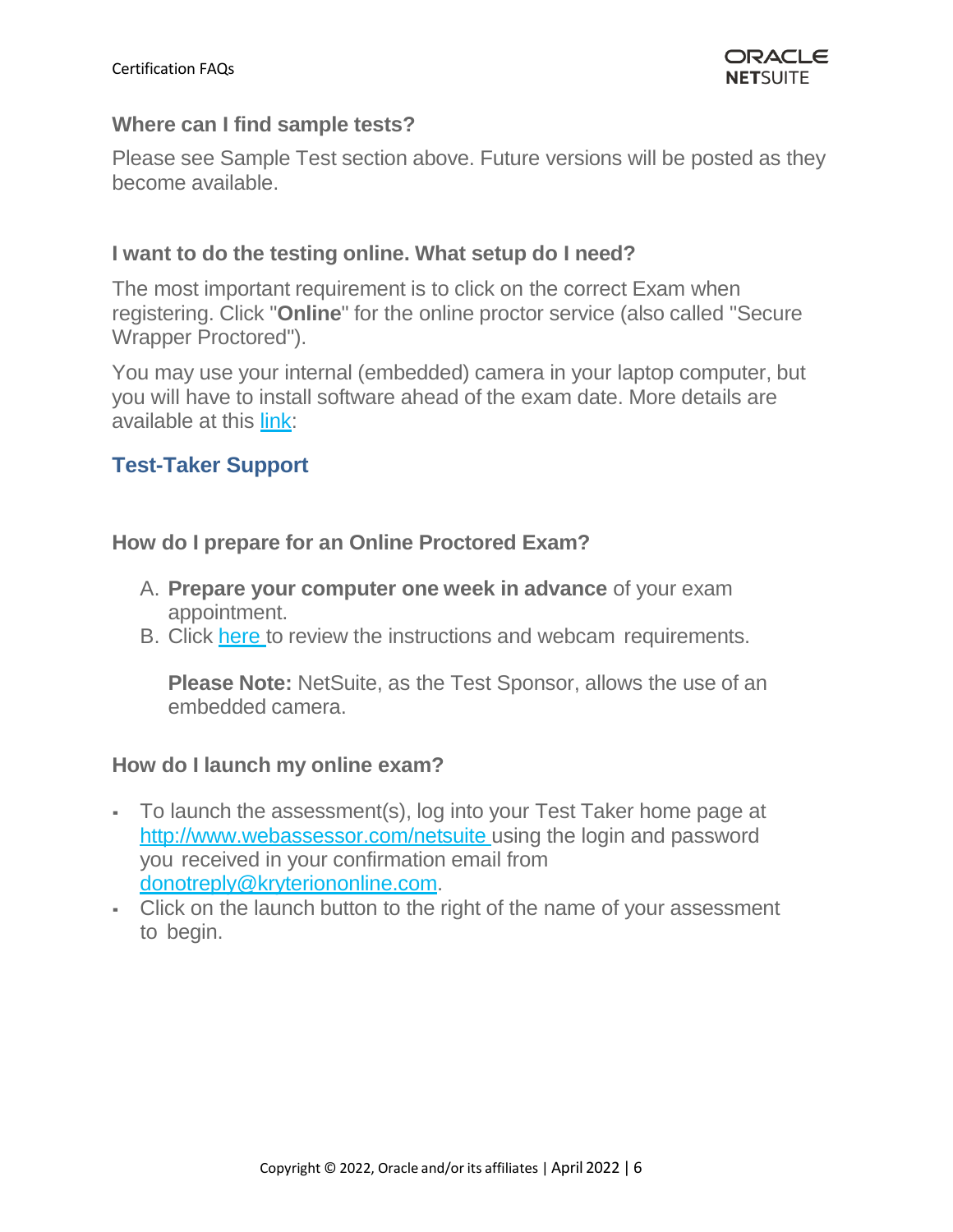### Where can I find sample tests?

Please see Sample Test section above. Future versions will be posted as they become available.

### I want to do the testing online. What setup do I need?

The most important requirement is to click on the correct Exam when registering. Click "**Online**" for the online proctor service (also called "Secure Wrapper Proctored").

You may use your internal (embedded) camera in your laptop computer, but you will have to install software ahead of the exam date. More details are available at this link:

## Test-Taker Support

### How do I prepare for an Online Proctored Exam?

A. **Prepare your computer one week in advance** of your exam appointment.
B. Click here to review the instructions and webcam requirements.

   **Please Note:** NetSuite, as the Test Sponsor, allows the use of an embedded camera.

### How do I launch my online exam?

- To launch the assessment(s), log into your Test Taker home page at http://www.webassessor.com/netsuite using the login and password you received in your confirmation email from donotreply@kryteriononline.com.
- Click on the launch button to the right of the name of your assessment to begin.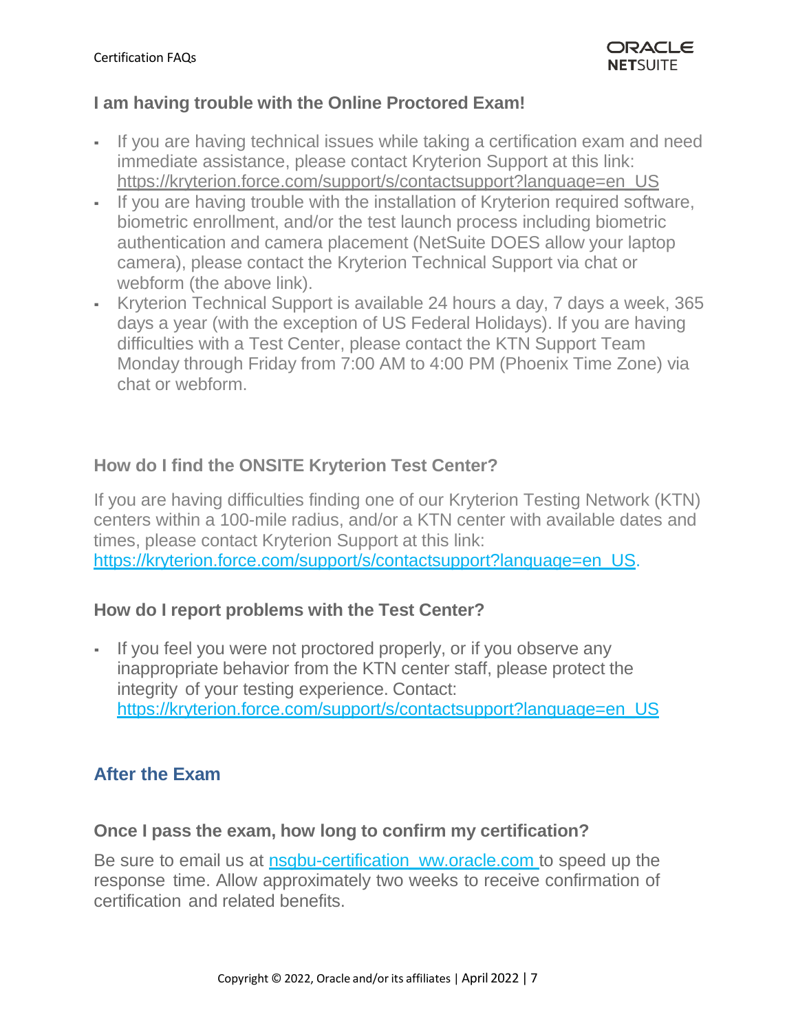### I am having trouble with the Online Proctored Exam!

- If you are having technical issues while taking a certification exam and need immediate assistance, please contact Kryterion Support at this link: https://kryterion.force.com/support/s/contactsupport?language=en_US
- If you are having trouble with the installation of Kryterion required software, biometric enrollment, and/or the test launch process including biometric authentication and camera placement (NetSuite DOES allow your laptop camera), please contact the Kryterion Technical Support via chat or webform (the above link).
- Kryterion Technical Support is available 24 hours a day, 7 days a week, 365 days a year (with the exception of US Federal Holidays). If you are having difficulties with a Test Center, please contact the KTN Support Team Monday through Friday from 7:00 AM to 4:00 PM (Phoenix Time Zone) via chat or webform.

### How do I find the ONSITE Kryterion Test Center?

If you are having difficulties finding one of our Kryterion Testing Network (KTN) centers within a 100-mile radius, and/or a KTN center with available dates and times, please contact Kryterion Support at this link: https://kryterion.force.com/support/s/contactsupport?language=en_US.

### How do I report problems with the Test Center?

- If you feel you were not proctored properly, or if you observe any inappropriate behavior from the KTN center staff, please protect the integrity of your testing experience. Contact: https://kryterion.force.com/support/s/contactsupport?language=en_US

## After the Exam

### Once I pass the exam, how long to confirm my certification?

Be sure to email us at nsgbu-certification_ww.oracle.com to speed up the response time. Allow approximately two weeks to receive confirmation of certification and related benefits.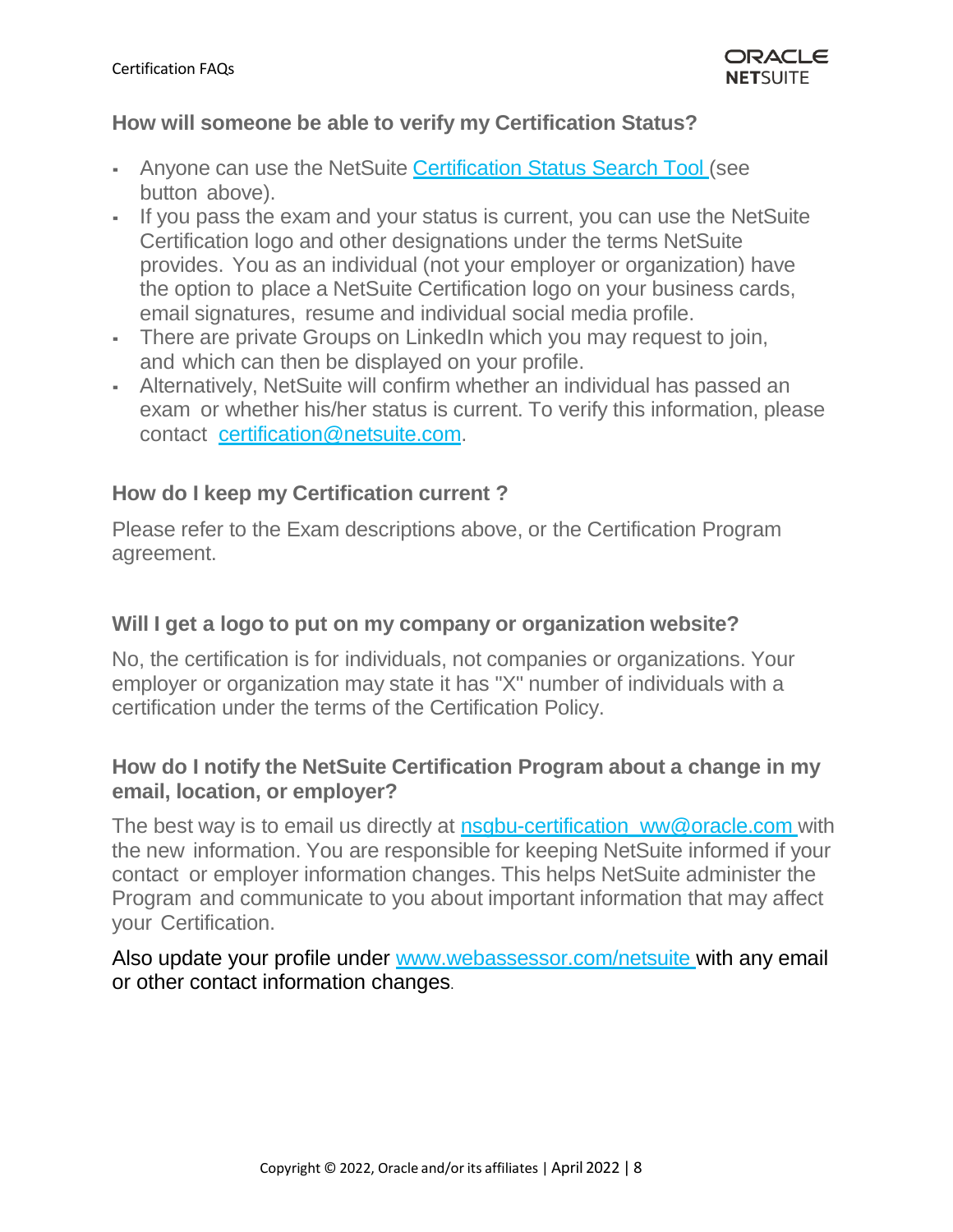### How will someone be able to verify my Certification Status?

- Anyone can use the NetSuite Certification Status Search Tool (see button above).
- If you pass the exam and your status is current, you can use the NetSuite Certification logo and other designations under the terms NetSuite provides. You as an individual (not your employer or organization) have the option to place a NetSuite Certification logo on your business cards, email signatures, resume and individual social media profile.
- There are private Groups on LinkedIn which you may request to join, and which can then be displayed on your profile.
- Alternatively, NetSuite will confirm whether an individual has passed an exam or whether his/her status is current. To verify this information, please contact certification@netsuite.com.

### How do I keep my Certification current ?

Please refer to the Exam descriptions above, or the Certification Program agreement.

### Will I get a logo to put on my company or organization website?

No, the certification is for individuals, not companies or organizations. Your employer or organization may state it has "X" number of individuals with a certification under the terms of the Certification Policy.

### How do I notify the NetSuite Certification Program about a change in my email, location, or employer?

The best way is to email us directly at nsgbu-certification_ww@oracle.com with the new information. You are responsible for keeping NetSuite informed if your contact or employer information changes. This helps NetSuite administer the Program and communicate to you about important information that may affect your Certification.

Also update your profile under www.webassessor.com/netsuite with any email or other contact information changes.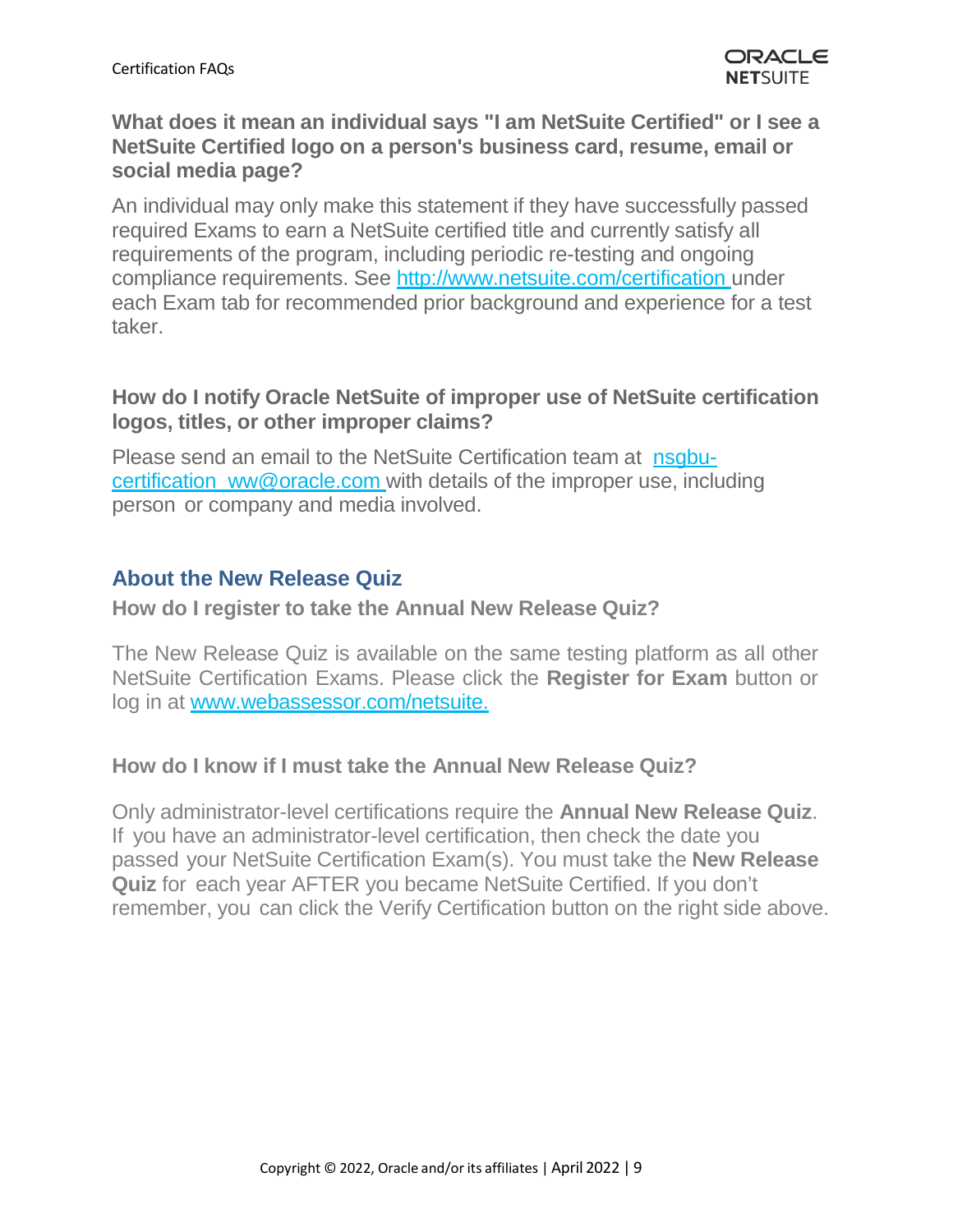**What does it mean an individual says "I am NetSuite Certified" or I see a NetSuite Certified logo on a person's business card, resume, email or social media page?**

An individual may only make this statement if they have successfully passed required Exams to earn a NetSuite certified title and currently satisfy all requirements of the program, including periodic re-testing and ongoing compliance requirements. See [http://www.netsuite.com/certification](http://www.netsuite.com/certification) under each Exam tab for recommended prior background and experience for a test taker.

**How do I notify Oracle NetSuite of improper use of NetSuite certification logos, titles, or other improper claims?**

Please send an email to the NetSuite Certification team at [nsgbu-certification_ww@oracle.com](mailto:nsgbu-certification_ww@oracle.com) with details of the improper use, including person or company and media involved.

## About the New Release Quiz

### How do I register to take the Annual New Release Quiz?

The New Release Quiz is available on the same testing platform as all other NetSuite Certification Exams. Please click the **Register for Exam** button or log in at [www.webassessor.com/netsuite.](http://www.webassessor.com/netsuite)

### How do I know if I must take the Annual New Release Quiz?

Only administrator-level certifications require the **Annual New Release Quiz**. If you have an administrator-level certification, then check the date you passed your NetSuite Certification Exam(s). You must take the **New Release Quiz** for each year AFTER you became NetSuite Certified. If you don't remember, you can click the Verify Certification button on the right side above.